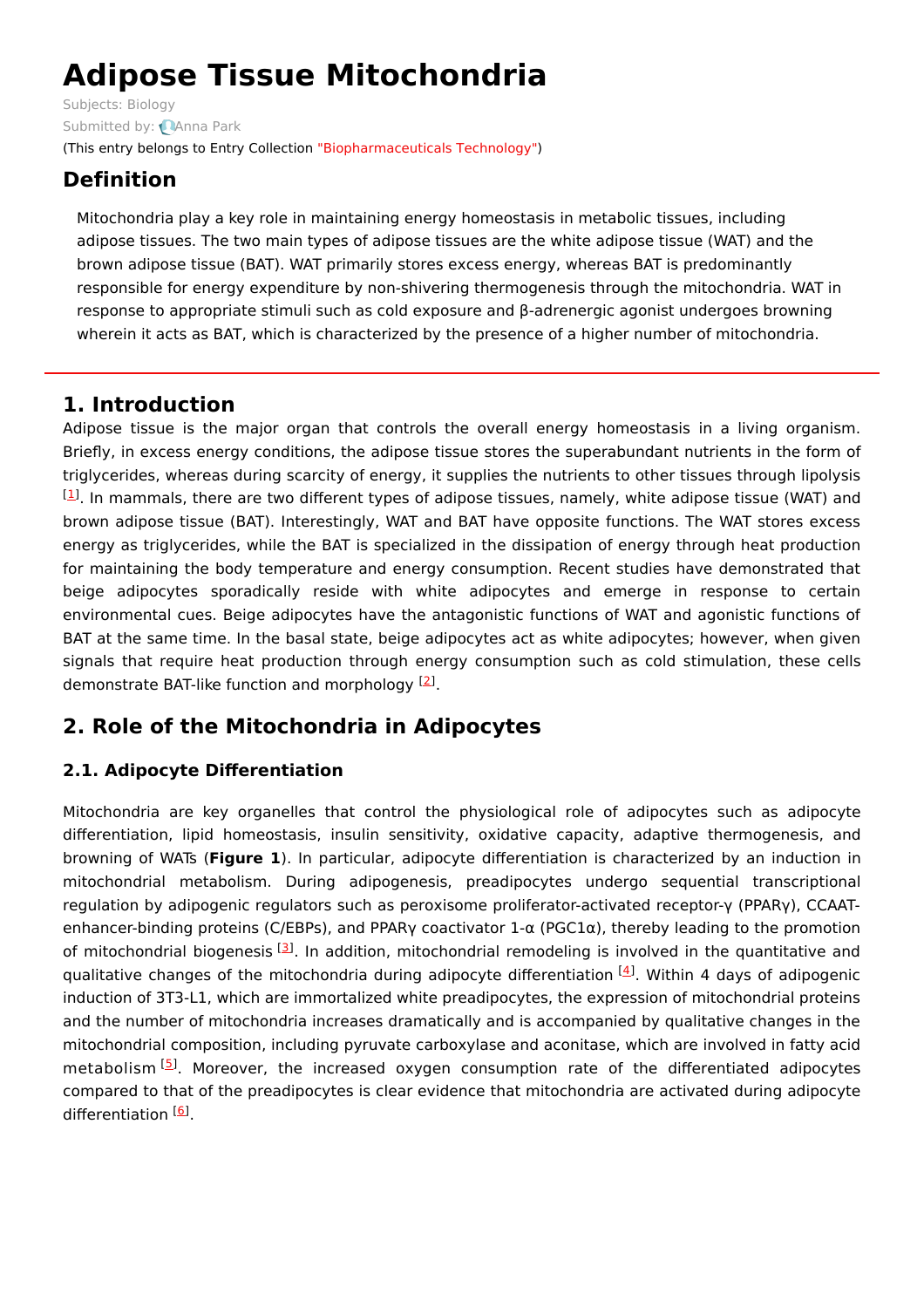# Adipose Tissue Mitochondria

Subjects: Biology

Submitted by: Anna Park

(This entry belongs to Entry Collection "Biopharmaceuticals Technology")

## Definition

Mitochondria play a key role in maintaining energy homeostasis in metabolic tissues, including adipose tissues. The two main types of adipose tissues are the white adipose tissue (WAT) and the brown adipose tissue (BAT). WAT primarily stores excess energy, whereas BAT is predominantly responsible for energy expenditure by non-shivering thermogenesis through the mitochondria. WAT in response to appropriate stimuli such as cold exposure and β-adrenergic agonist undergoes browning wherein it acts as BAT, which is characterized by the presence of a higher number of mitochondria.

## 1. Introduction

Adipose tissue is the major organ that controls the overall energy homeostasis in a living organism. Briefly, in excess energy conditions, the adipose tissue stores the superabundant nutrients in the form of triglycerides, whereas during scarcity of energy, it supplies the nutrients to other tissues through lipolysis [1]. In mammals, there are two different types of adipose tissues, namely, white adipose tissue (WAT) and brown adipose tissue (BAT). Interestingly, WAT and BAT have opposite functions. The WAT stores excess energy as triglycerides, while the BAT is specialized in the dissipation of energy through heat production for maintaining the body temperature and energy consumption. Recent studies have demonstrated that beige adipocytes sporadically reside with white adipocytes and emerge in response to certain environmental cues. Beige adipocytes have the antagonistic functions of WAT and agonistic functions of BAT at the same time. In the basal state, beige adipocytes act as white adipocytes; however, when given signals that require heat production through energy consumption such as cold stimulation, these cells demonstrate BAT-like function and morphology [2].

## 2. Role of the Mitochondria in Adipocytes

### 2.1. Adipocyte Differentiation

Mitochondria are key organelles that control the physiological role of adipocytes such as adipocyte differentiation, lipid homeostasis, insulin sensitivity, oxidative capacity, adaptive thermogenesis, and browning of WATs (**Figure 1**). In particular, adipocyte differentiation is characterized by an induction in mitochondrial metabolism. During adipogenesis, preadipocytes undergo sequential transcriptional regulation by adipogenic regulators such as peroxisome proliferator-activated receptor-γ (PPARγ), CCAAT-enhancer-binding proteins (C/EBPs), and PPARγ coactivator 1-α (PGC1α), thereby leading to the promotion of mitochondrial biogenesis [3]. In addition, mitochondrial remodeling is involved in the quantitative and qualitative changes of the mitochondria during adipocyte differentiation [4]. Within 4 days of adipogenic induction of 3T3-L1, which are immortalized white preadipocytes, the expression of mitochondrial proteins and the number of mitochondria increases dramatically and is accompanied by qualitative changes in the mitochondrial composition, including pyruvate carboxylase and aconitase, which are involved in fatty acid metabolism [5]. Moreover, the increased oxygen consumption rate of the differentiated adipocytes compared to that of the preadipocytes is clear evidence that mitochondria are activated during adipocyte differentiation [6].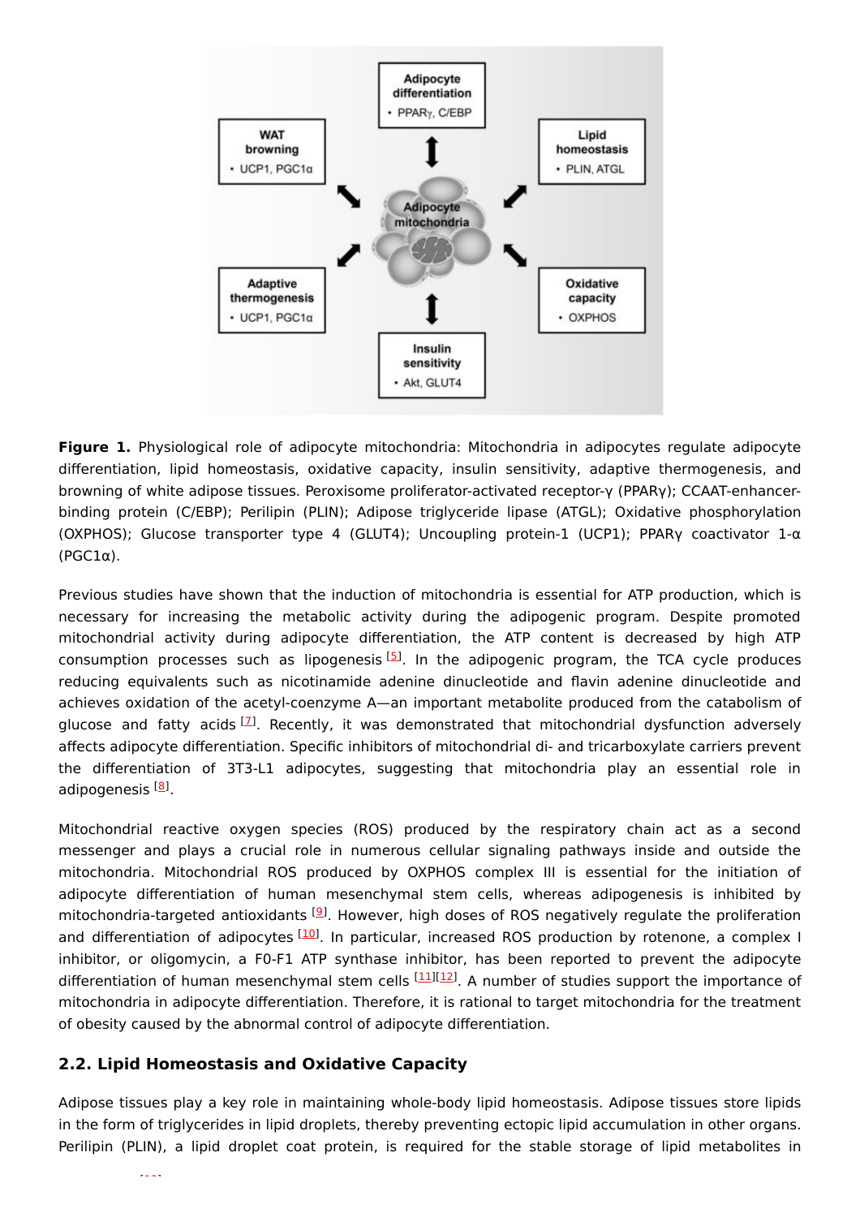**Figure 1.** Physiological role of adipocyte mitochondria: Mitochondria in adipocytes regulate adipocyte differentiation, lipid homeostasis, oxidative capacity, insulin sensitivity, adaptive thermogenesis, and browning of white adipose tissues. Peroxisome proliferator-activated receptor-γ (PPARγ); CCAAT-enhancer-binding protein (C/EBP); Perilipin (PLIN); Adipose triglyceride lipase (ATGL); Oxidative phosphorylation (OXPHOS); Glucose transporter type 4 (GLUT4); Uncoupling protein-1 (UCP1); PPARγ coactivator 1-α (PGC1α).

Previous studies have shown that the induction of mitochondria is essential for ATP production, which is necessary for increasing the metabolic activity during the adipogenic program. Despite promoted mitochondrial activity during adipocyte differentiation, the ATP content is decreased by high ATP consumption processes such as lipogenesis [5]. In the adipogenic program, the TCA cycle produces reducing equivalents such as nicotinamide adenine dinucleotide and flavin adenine dinucleotide and achieves oxidation of the acetyl-coenzyme A—an important metabolite produced from the catabolism of glucose and fatty acids [7]. Recently, it was demonstrated that mitochondrial dysfunction adversely affects adipocyte differentiation. Specific inhibitors of mitochondrial di- and tricarboxylate carriers prevent the differentiation of 3T3-L1 adipocytes, suggesting that mitochondria play an essential role in adipogenesis [8].

Mitochondrial reactive oxygen species (ROS) produced by the respiratory chain act as a second messenger and plays a crucial role in numerous cellular signaling pathways inside and outside the mitochondria. Mitochondrial ROS produced by OXPHOS complex III is essential for the initiation of adipocyte differentiation of human mesenchymal stem cells, whereas adipogenesis is inhibited by mitochondria-targeted antioxidants [9]. However, high doses of ROS negatively regulate the proliferation and differentiation of adipocytes [10]. In particular, increased ROS production by rotenone, a complex I inhibitor, or oligomycin, a F0-F1 ATP synthase inhibitor, has been reported to prevent the adipocyte differentiation of human mesenchymal stem cells [11][12]. A number of studies support the importance of mitochondria in adipocyte differentiation. Therefore, it is rational to target mitochondria for the treatment of obesity caused by the abnormal control of adipocyte differentiation.

### 2.2. Lipid Homeostasis and Oxidative Capacity

Adipose tissues play a key role in maintaining whole-body lipid homeostasis. Adipose tissues store lipids in the form of triglycerides in lipid droplets, thereby preventing ectopic lipid accumulation in other organs. Perilipin (PLIN), a lipid droplet coat protein, is required for the stable storage of lipid metabolites in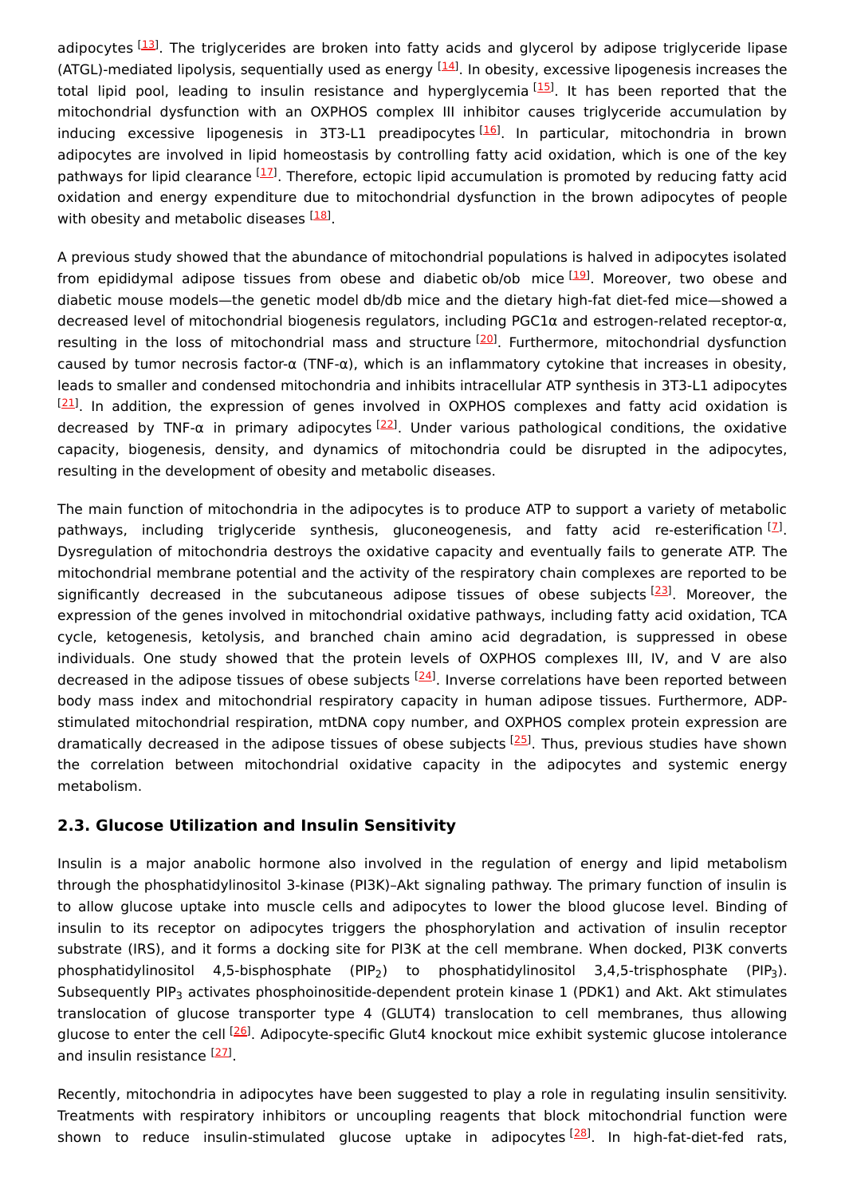adipocytes [13]. The triglycerides are broken into fatty acids and glycerol by adipose triglyceride lipase (ATGL)-mediated lipolysis, sequentially used as energy [14]. In obesity, excessive lipogenesis increases the total lipid pool, leading to insulin resistance and hyperglycemia [15]. It has been reported that the mitochondrial dysfunction with an OXPHOS complex III inhibitor causes triglyceride accumulation by inducing excessive lipogenesis in 3T3-L1 preadipocytes [16]. In particular, mitochondria in brown adipocytes are involved in lipid homeostasis by controlling fatty acid oxidation, which is one of the key pathways for lipid clearance [17]. Therefore, ectopic lipid accumulation is promoted by reducing fatty acid oxidation and energy expenditure due to mitochondrial dysfunction in the brown adipocytes of people with obesity and metabolic diseases [18].

A previous study showed that the abundance of mitochondrial populations is halved in adipocytes isolated from epididymal adipose tissues from obese and diabetic ob/ob mice [19]. Moreover, two obese and diabetic mouse models—the genetic model db/db mice and the dietary high-fat diet-fed mice—showed a decreased level of mitochondrial biogenesis regulators, including PGC1α and estrogen-related receptor-α, resulting in the loss of mitochondrial mass and structure [20]. Furthermore, mitochondrial dysfunction caused by tumor necrosis factor-α (TNF-α), which is an inflammatory cytokine that increases in obesity, leads to smaller and condensed mitochondria and inhibits intracellular ATP synthesis in 3T3-L1 adipocytes [21]. In addition, the expression of genes involved in OXPHOS complexes and fatty acid oxidation is decreased by TNF-α in primary adipocytes [22]. Under various pathological conditions, the oxidative capacity, biogenesis, density, and dynamics of mitochondria could be disrupted in the adipocytes, resulting in the development of obesity and metabolic diseases.

The main function of mitochondria in the adipocytes is to produce ATP to support a variety of metabolic pathways, including triglyceride synthesis, gluconeogenesis, and fatty acid re-esterification [7]. Dysregulation of mitochondria destroys the oxidative capacity and eventually fails to generate ATP. The mitochondrial membrane potential and the activity of the respiratory chain complexes are reported to be significantly decreased in the subcutaneous adipose tissues of obese subjects [23]. Moreover, the expression of the genes involved in mitochondrial oxidative pathways, including fatty acid oxidation, TCA cycle, ketogenesis, ketolysis, and branched chain amino acid degradation, is suppressed in obese individuals. One study showed that the protein levels of OXPHOS complexes III, IV, and V are also decreased in the adipose tissues of obese subjects [24]. Inverse correlations have been reported between body mass index and mitochondrial respiratory capacity in human adipose tissues. Furthermore, ADP-stimulated mitochondrial respiration, mtDNA copy number, and OXPHOS complex protein expression are dramatically decreased in the adipose tissues of obese subjects [25]. Thus, previous studies have shown the correlation between mitochondrial oxidative capacity in the adipocytes and systemic energy metabolism.

### 2.3. Glucose Utilization and Insulin Sensitivity

Insulin is a major anabolic hormone also involved in the regulation of energy and lipid metabolism through the phosphatidylinositol 3-kinase (PI3K)–Akt signaling pathway. The primary function of insulin is to allow glucose uptake into muscle cells and adipocytes to lower the blood glucose level. Binding of insulin to its receptor on adipocytes triggers the phosphorylation and activation of insulin receptor substrate (IRS), and it forms a docking site for PI3K at the cell membrane. When docked, PI3K converts phosphatidylinositol 4,5-bisphosphate ($PIP_2$) to phosphatidylinositol 3,4,5-trisphosphate ($PIP_3$). Subsequently $PIP_3$ activates phosphoinositide-dependent protein kinase 1 (PDK1) and Akt. Akt stimulates translocation of glucose transporter type 4 (GLUT4) translocation to cell membranes, thus allowing glucose to enter the cell [26]. Adipocyte-specific Glut4 knockout mice exhibit systemic glucose intolerance and insulin resistance [27].

Recently, mitochondria in adipocytes have been suggested to play a role in regulating insulin sensitivity. Treatments with respiratory inhibitors or uncoupling reagents that block mitochondrial function were shown to reduce insulin-stimulated glucose uptake in adipocytes [28]. In high-fat-diet-fed rats,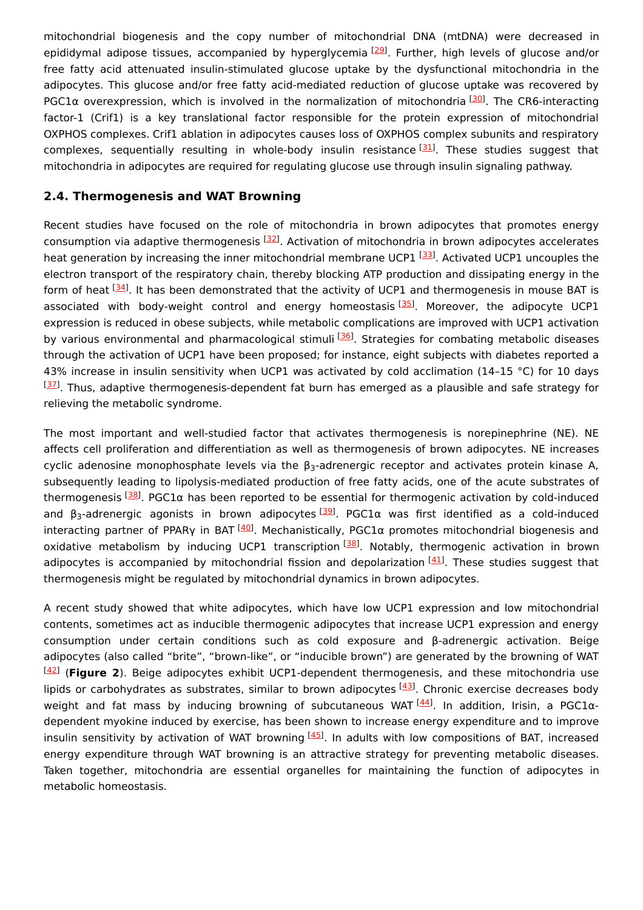mitochondrial biogenesis and the copy number of mitochondrial DNA (mtDNA) were decreased in epididymal adipose tissues, accompanied by hyperglycemia [29]. Further, high levels of glucose and/or free fatty acid attenuated insulin-stimulated glucose uptake by the dysfunctional mitochondria in the adipocytes. This glucose and/or free fatty acid-mediated reduction of glucose uptake was recovered by PGC1α overexpression, which is involved in the normalization of mitochondria [30]. The CR6-interacting factor-1 (Crif1) is a key translational factor responsible for the protein expression of mitochondrial OXPHOS complexes. Crif1 ablation in adipocytes causes loss of OXPHOS complex subunits and respiratory complexes, sequentially resulting in whole-body insulin resistance [31]. These studies suggest that mitochondria in adipocytes are required for regulating glucose use through insulin signaling pathway.

### 2.4. Thermogenesis and WAT Browning

Recent studies have focused on the role of mitochondria in brown adipocytes that promotes energy consumption via adaptive thermogenesis [32]. Activation of mitochondria in brown adipocytes accelerates heat generation by increasing the inner mitochondrial membrane UCP1 [33]. Activated UCP1 uncouples the electron transport of the respiratory chain, thereby blocking ATP production and dissipating energy in the form of heat [34]. It has been demonstrated that the activity of UCP1 and thermogenesis in mouse BAT is associated with body-weight control and energy homeostasis [35]. Moreover, the adipocyte UCP1 expression is reduced in obese subjects, while metabolic complications are improved with UCP1 activation by various environmental and pharmacological stimuli [36]. Strategies for combating metabolic diseases through the activation of UCP1 have been proposed; for instance, eight subjects with diabetes reported a 43% increase in insulin sensitivity when UCP1 was activated by cold acclimation (14–15 °C) for 10 days [37]. Thus, adaptive thermogenesis-dependent fat burn has emerged as a plausible and safe strategy for relieving the metabolic syndrome.

The most important and well-studied factor that activates thermogenesis is norepinephrine (NE). NE affects cell proliferation and differentiation as well as thermogenesis of brown adipocytes. NE increases cyclic adenosine monophosphate levels via the $\beta_3$-adrenergic receptor and activates protein kinase A, subsequently leading to lipolysis-mediated production of free fatty acids, one of the acute substrates of thermogenesis [38]. PGC1α has been reported to be essential for thermogenic activation by cold-induced and $\beta_3$-adrenergic agonists in brown adipocytes [39]. PGC1α was first identified as a cold-induced interacting partner of PPARγ in BAT [40]. Mechanistically, PGC1α promotes mitochondrial biogenesis and oxidative metabolism by inducing UCP1 transcription [38]. Notably, thermogenic activation in brown adipocytes is accompanied by mitochondrial fission and depolarization [41]. These studies suggest that thermogenesis might be regulated by mitochondrial dynamics in brown adipocytes.

A recent study showed that white adipocytes, which have low UCP1 expression and low mitochondrial contents, sometimes act as inducible thermogenic adipocytes that increase UCP1 expression and energy consumption under certain conditions such as cold exposure and β-adrenergic activation. Beige adipocytes (also called "brite", "brown-like", or "inducible brown") are generated by the browning of WAT [42] (**Figure 2**). Beige adipocytes exhibit UCP1-dependent thermogenesis, and these mitochondria use lipids or carbohydrates as substrates, similar to brown adipocytes [43]. Chronic exercise decreases body weight and fat mass by inducing browning of subcutaneous WAT [44]. In addition, Irisin, a PGC1α-dependent myokine induced by exercise, has been shown to increase energy expenditure and to improve insulin sensitivity by activation of WAT browning [45]. In adults with low compositions of BAT, increased energy expenditure through WAT browning is an attractive strategy for preventing metabolic diseases. Taken together, mitochondria are essential organelles for maintaining the function of adipocytes in metabolic homeostasis.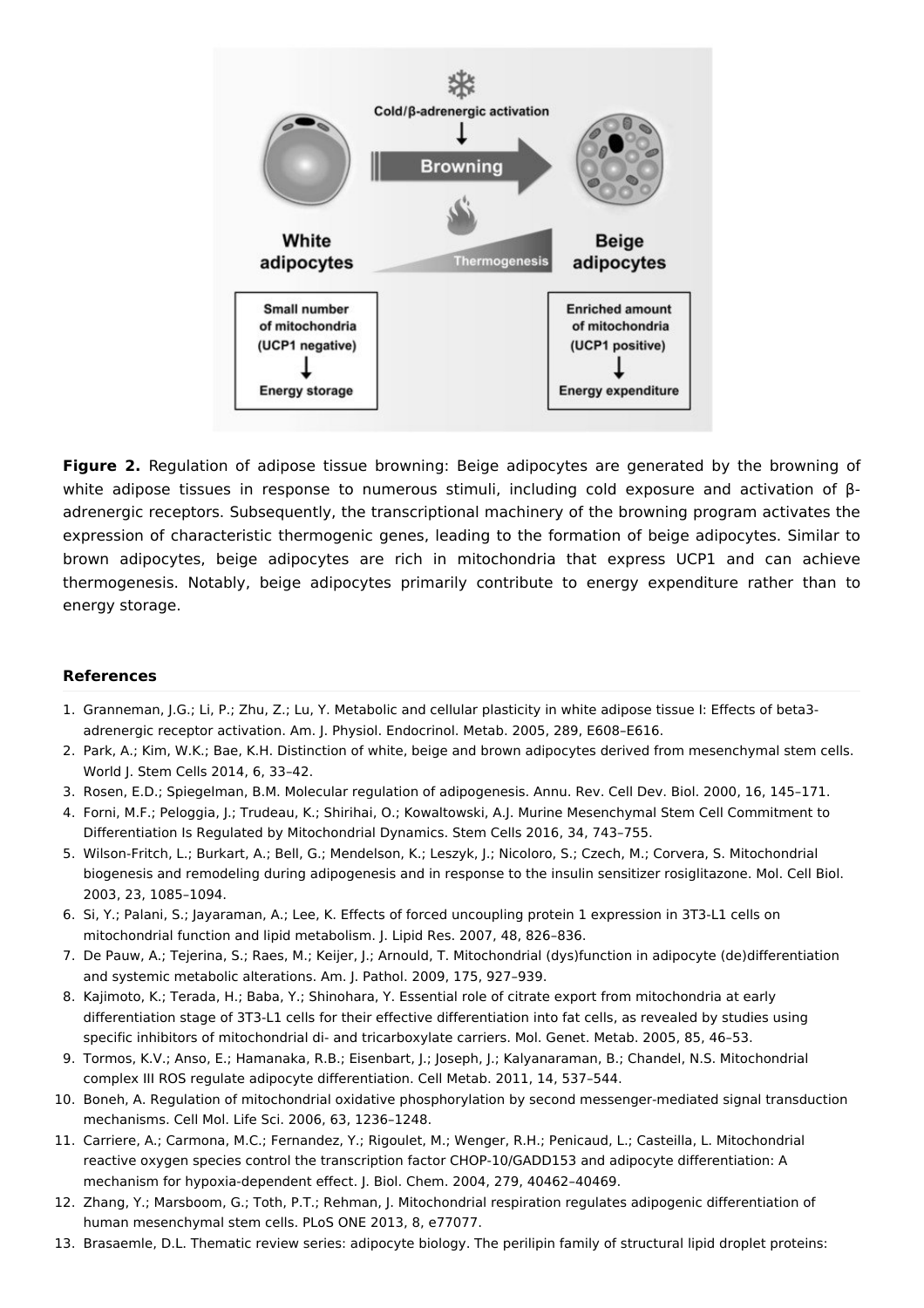**Figure 2.** Regulation of adipose tissue browning: Beige adipocytes are generated by the browning of white adipose tissues in response to numerous stimuli, including cold exposure and activation of β-adrenergic receptors. Subsequently, the transcriptional machinery of the browning program activates the expression of characteristic thermogenic genes, leading to the formation of beige adipocytes. Similar to brown adipocytes, beige adipocytes are rich in mitochondria that express UCP1 and can achieve thermogenesis. Notably, beige adipocytes primarily contribute to energy expenditure rather than to energy storage.

## References

1. Granneman, J.G.; Li, P.; Zhu, Z.; Lu, Y. Metabolic and cellular plasticity in white adipose tissue I: Effects of beta3-adrenergic receptor activation. Am. J. Physiol. Endocrinol. Metab. 2005, 289, E608–E616.
2. Park, A.; Kim, W.K.; Bae, K.H. Distinction of white, beige and brown adipocytes derived from mesenchymal stem cells. World J. Stem Cells 2014, 6, 33–42.
3. Rosen, E.D.; Spiegelman, B.M. Molecular regulation of adipogenesis. Annu. Rev. Cell Dev. Biol. 2000, 16, 145–171.
4. Forni, M.F.; Peloggia, J.; Trudeau, K.; Shirihai, O.; Kowaltowski, A.J. Murine Mesenchymal Stem Cell Commitment to Differentiation Is Regulated by Mitochondrial Dynamics. Stem Cells 2016, 34, 743–755.
5. Wilson-Fritch, L.; Burkart, A.; Bell, G.; Mendelson, K.; Leszyk, J.; Nicoloro, S.; Czech, M.; Corvera, S. Mitochondrial biogenesis and remodeling during adipogenesis and in response to the insulin sensitizer rosiglitazone. Mol. Cell Biol. 2003, 23, 1085–1094.
6. Si, Y.; Palani, S.; Jayaraman, A.; Lee, K. Effects of forced uncoupling protein 1 expression in 3T3-L1 cells on mitochondrial function and lipid metabolism. J. Lipid Res. 2007, 48, 826–836.
7. De Pauw, A.; Tejerina, S.; Raes, M.; Keijer, J.; Arnould, T. Mitochondrial (dys)function in adipocyte (de)differentiation and systemic metabolic alterations. Am. J. Pathol. 2009, 175, 927–939.
8. Kajimoto, K.; Terada, H.; Baba, Y.; Shinohara, Y. Essential role of citrate export from mitochondria at early differentiation stage of 3T3-L1 cells for their effective differentiation into fat cells, as revealed by studies using specific inhibitors of mitochondrial di- and tricarboxylate carriers. Mol. Genet. Metab. 2005, 85, 46–53.
9. Tormos, K.V.; Anso, E.; Hamanaka, R.B.; Eisenbart, J.; Joseph, J.; Kalyanaraman, B.; Chandel, N.S. Mitochondrial complex III ROS regulate adipocyte differentiation. Cell Metab. 2011, 14, 537–544.
10. Boneh, A. Regulation of mitochondrial oxidative phosphorylation by second messenger-mediated signal transduction mechanisms. Cell Mol. Life Sci. 2006, 63, 1236–1248.
11. Carriere, A.; Carmona, M.C.; Fernandez, Y.; Rigoulet, M.; Wenger, R.H.; Penicaud, L.; Casteilla, L. Mitochondrial reactive oxygen species control the transcription factor CHOP-10/GADD153 and adipocyte differentiation: A mechanism for hypoxia-dependent effect. J. Biol. Chem. 2004, 279, 40462–40469.
12. Zhang, Y.; Marsboom, G.; Toth, P.T.; Rehman, J. Mitochondrial respiration regulates adipogenic differentiation of human mesenchymal stem cells. PLoS ONE 2013, 8, e77077.
13. Brasaemle, D.L. Thematic review series: adipocyte biology. The perilipin family of structural lipid droplet proteins: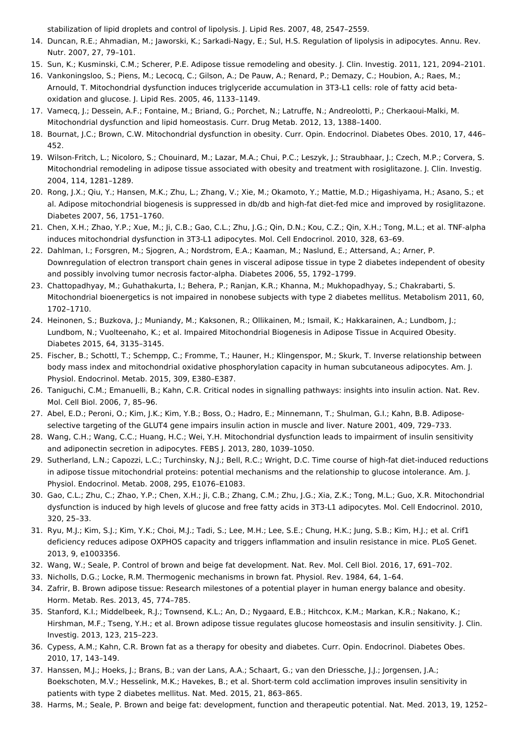stabilization of lipid droplets and control of lipolysis. J. Lipid Res. 2007, 48, 2547–2559.

14. Duncan, R.E.; Ahmadian, M.; Jaworski, K.; Sarkadi-Nagy, E.; Sul, H.S. Regulation of lipolysis in adipocytes. Annu. Rev. Nutr. 2007, 27, 79–101.
15. Sun, K.; Kusminski, C.M.; Scherer, P.E. Adipose tissue remodeling and obesity. J. Clin. Investig. 2011, 121, 2094–2101.
16. Vankoningsloo, S.; Piens, M.; Lecocq, C.; Gilson, A.; De Pauw, A.; Renard, P.; Demazy, C.; Houbion, A.; Raes, M.; Arnould, T. Mitochondrial dysfunction induces triglyceride accumulation in 3T3-L1 cells: role of fatty acid beta-oxidation and glucose. J. Lipid Res. 2005, 46, 1133–1149.
17. Vamecq, J.; Dessein, A.F.; Fontaine, M.; Briand, G.; Porchet, N.; Latruffe, N.; Andreolotti, P.; Cherkaoui-Malki, M. Mitochondrial dysfunction and lipid homeostasis. Curr. Drug Metab. 2012, 13, 1388–1400.
18. Bournat, J.C.; Brown, C.W. Mitochondrial dysfunction in obesity. Curr. Opin. Endocrinol. Diabetes Obes. 2010, 17, 446–452.
19. Wilson-Fritch, L.; Nicoloro, S.; Chouinard, M.; Lazar, M.A.; Chui, P.C.; Leszyk, J.; Straubhaar, J.; Czech, M.P.; Corvera, S. Mitochondrial remodeling in adipose tissue associated with obesity and treatment with rosiglitazone. J. Clin. Investig. 2004, 114, 1281–1289.
20. Rong, J.X.; Qiu, Y.; Hansen, M.K.; Zhu, L.; Zhang, V.; Xie, M.; Okamoto, Y.; Mattie, M.D.; Higashiyama, H.; Asano, S.; et al. Adipose mitochondrial biogenesis is suppressed in db/db and high-fat diet-fed mice and improved by rosiglitazone. Diabetes 2007, 56, 1751–1760.
21. Chen, X.H.; Zhao, Y.P.; Xue, M.; Ji, C.B.; Gao, C.L.; Zhu, J.G.; Qin, D.N.; Kou, C.Z.; Qin, X.H.; Tong, M.L.; et al. TNF-alpha induces mitochondrial dysfunction in 3T3-L1 adipocytes. Mol. Cell Endocrinol. 2010, 328, 63–69.
22. Dahlman, I.; Forsgren, M.; Sjogren, A.; Nordstrom, E.A.; Kaaman, M.; Naslund, E.; Attersand, A.; Arner, P. Downregulation of electron transport chain genes in visceral adipose tissue in type 2 diabetes independent of obesity and possibly involving tumor necrosis factor-alpha. Diabetes 2006, 55, 1792–1799.
23. Chattopadhyay, M.; Guhathakurta, I.; Behera, P.; Ranjan, K.R.; Khanna, M.; Mukhopadhyay, S.; Chakrabarti, S. Mitochondrial bioenergetics is not impaired in nonobese subjects with type 2 diabetes mellitus. Metabolism 2011, 60, 1702–1710.
24. Heinonen, S.; Buzkova, J.; Muniandy, M.; Kaksonen, R.; Ollikainen, M.; Ismail, K.; Hakkarainen, A.; Lundbom, J.; Lundbom, N.; Vuolteenaho, K.; et al. Impaired Mitochondrial Biogenesis in Adipose Tissue in Acquired Obesity. Diabetes 2015, 64, 3135–3145.
25. Fischer, B.; Schottl, T.; Schempp, C.; Fromme, T.; Hauner, H.; Klingenspor, M.; Skurk, T. Inverse relationship between body mass index and mitochondrial oxidative phosphorylation capacity in human subcutaneous adipocytes. Am. J. Physiol. Endocrinol. Metab. 2015, 309, E380–E387.
26. Taniguchi, C.M.; Emanuelli, B.; Kahn, C.R. Critical nodes in signalling pathways: insights into insulin action. Nat. Rev. Mol. Cell Biol. 2006, 7, 85–96.
27. Abel, E.D.; Peroni, O.; Kim, J.K.; Kim, Y.B.; Boss, O.; Hadro, E.; Minnemann, T.; Shulman, G.I.; Kahn, B.B. Adipose-selective targeting of the GLUT4 gene impairs insulin action in muscle and liver. Nature 2001, 409, 729–733.
28. Wang, C.H.; Wang, C.C.; Huang, H.C.; Wei, Y.H. Mitochondrial dysfunction leads to impairment of insulin sensitivity and adiponectin secretion in adipocytes. FEBS J. 2013, 280, 1039–1050.
29. Sutherland, L.N.; Capozzi, L.C.; Turchinsky, N.J.; Bell, R.C.; Wright, D.C. Time course of high-fat diet-induced reductions in adipose tissue mitochondrial proteins: potential mechanisms and the relationship to glucose intolerance. Am. J. Physiol. Endocrinol. Metab. 2008, 295, E1076–E1083.
30. Gao, C.L.; Zhu, C.; Zhao, Y.P.; Chen, X.H.; Ji, C.B.; Zhang, C.M.; Zhu, J.G.; Xia, Z.K.; Tong, M.L.; Guo, X.R. Mitochondrial dysfunction is induced by high levels of glucose and free fatty acids in 3T3-L1 adipocytes. Mol. Cell Endocrinol. 2010, 320, 25–33.
31. Ryu, M.J.; Kim, S.J.; Kim, Y.K.; Choi, M.J.; Tadi, S.; Lee, M.H.; Lee, S.E.; Chung, H.K.; Jung, S.B.; Kim, H.J.; et al. Crif1 deficiency reduces adipose OXPHOS capacity and triggers inflammation and insulin resistance in mice. PLoS Genet. 2013, 9, e1003356.
32. Wang, W.; Seale, P. Control of brown and beige fat development. Nat. Rev. Mol. Cell Biol. 2016, 17, 691–702.
33. Nicholls, D.G.; Locke, R.M. Thermogenic mechanisms in brown fat. Physiol. Rev. 1984, 64, 1–64.
34. Zafrir, B. Brown adipose tissue: Research milestones of a potential player in human energy balance and obesity. Horm. Metab. Res. 2013, 45, 774–785.
35. Stanford, K.I.; Middelbeek, R.J.; Townsend, K.L.; An, D.; Nygaard, E.B.; Hitchcox, K.M.; Markan, K.R.; Nakano, K.; Hirshman, M.F.; Tseng, Y.H.; et al. Brown adipose tissue regulates glucose homeostasis and insulin sensitivity. J. Clin. Investig. 2013, 123, 215–223.
36. Cypess, A.M.; Kahn, C.R. Brown fat as a therapy for obesity and diabetes. Curr. Opin. Endocrinol. Diabetes Obes. 2010, 17, 143–149.
37. Hanssen, M.J.; Hoeks, J.; Brans, B.; van der Lans, A.A.; Schaart, G.; van den Driessche, J.J.; Jorgensen, J.A.; Boekschoten, M.V.; Hesselink, M.K.; Havekes, B.; et al. Short-term cold acclimation improves insulin sensitivity in patients with type 2 diabetes mellitus. Nat. Med. 2015, 21, 863–865.
38. Harms, M.; Seale, P. Brown and beige fat: development, function and therapeutic potential. Nat. Med. 2013, 19, 1252–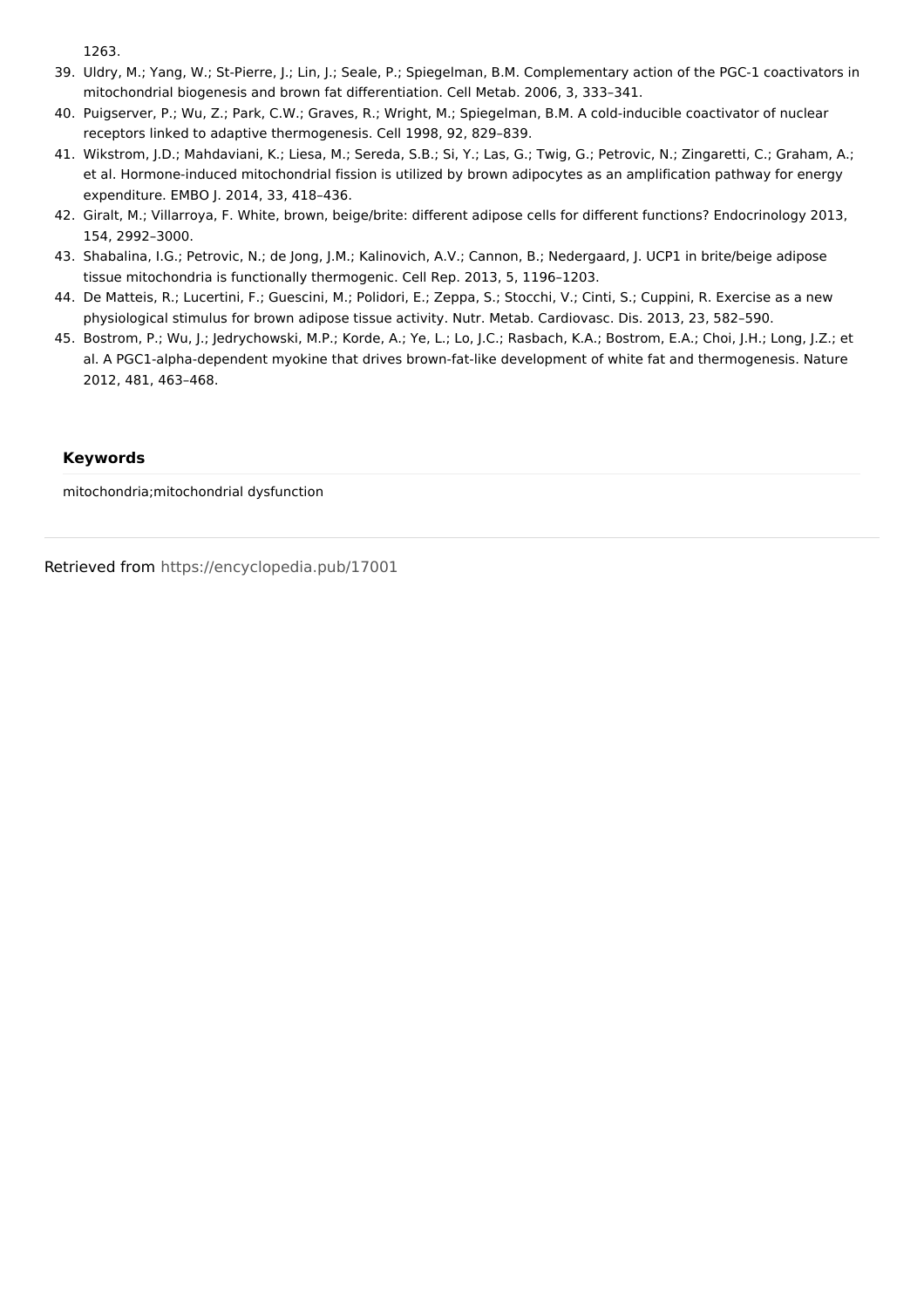1263.

39. Uldry, M.; Yang, W.; St-Pierre, J.; Lin, J.; Seale, P.; Spiegelman, B.M. Complementary action of the PGC-1 coactivators in mitochondrial biogenesis and brown fat differentiation. Cell Metab. 2006, 3, 333–341.
40. Puigserver, P.; Wu, Z.; Park, C.W.; Graves, R.; Wright, M.; Spiegelman, B.M. A cold-inducible coactivator of nuclear receptors linked to adaptive thermogenesis. Cell 1998, 92, 829–839.
41. Wikstrom, J.D.; Mahdaviani, K.; Liesa, M.; Sereda, S.B.; Si, Y.; Las, G.; Twig, G.; Petrovic, N.; Zingaretti, C.; Graham, A.; et al. Hormone-induced mitochondrial fission is utilized by brown adipocytes as an amplification pathway for energy expenditure. EMBO J. 2014, 33, 418–436.
42. Giralt, M.; Villarroya, F. White, brown, beige/brite: different adipose cells for different functions? Endocrinology 2013, 154, 2992–3000.
43. Shabalina, I.G.; Petrovic, N.; de Jong, J.M.; Kalinovich, A.V.; Cannon, B.; Nedergaard, J. UCP1 in brite/beige adipose tissue mitochondria is functionally thermogenic. Cell Rep. 2013, 5, 1196–1203.
44. De Matteis, R.; Lucertini, F.; Guescini, M.; Polidori, E.; Zeppa, S.; Stocchi, V.; Cinti, S.; Cuppini, R. Exercise as a new physiological stimulus for brown adipose tissue activity. Nutr. Metab. Cardiovasc. Dis. 2013, 23, 582–590.
45. Bostrom, P.; Wu, J.; Jedrychowski, M.P.; Korde, A.; Ye, L.; Lo, J.C.; Rasbach, K.A.; Bostrom, E.A.; Choi, J.H.; Long, J.Z.; et al. A PGC1-alpha-dependent myokine that drives brown-fat-like development of white fat and thermogenesis. Nature 2012, 481, 463–468.

**Keywords**

mitochondria;mitochondrial dysfunction

Retrieved from https://encyclopedia.pub/17001